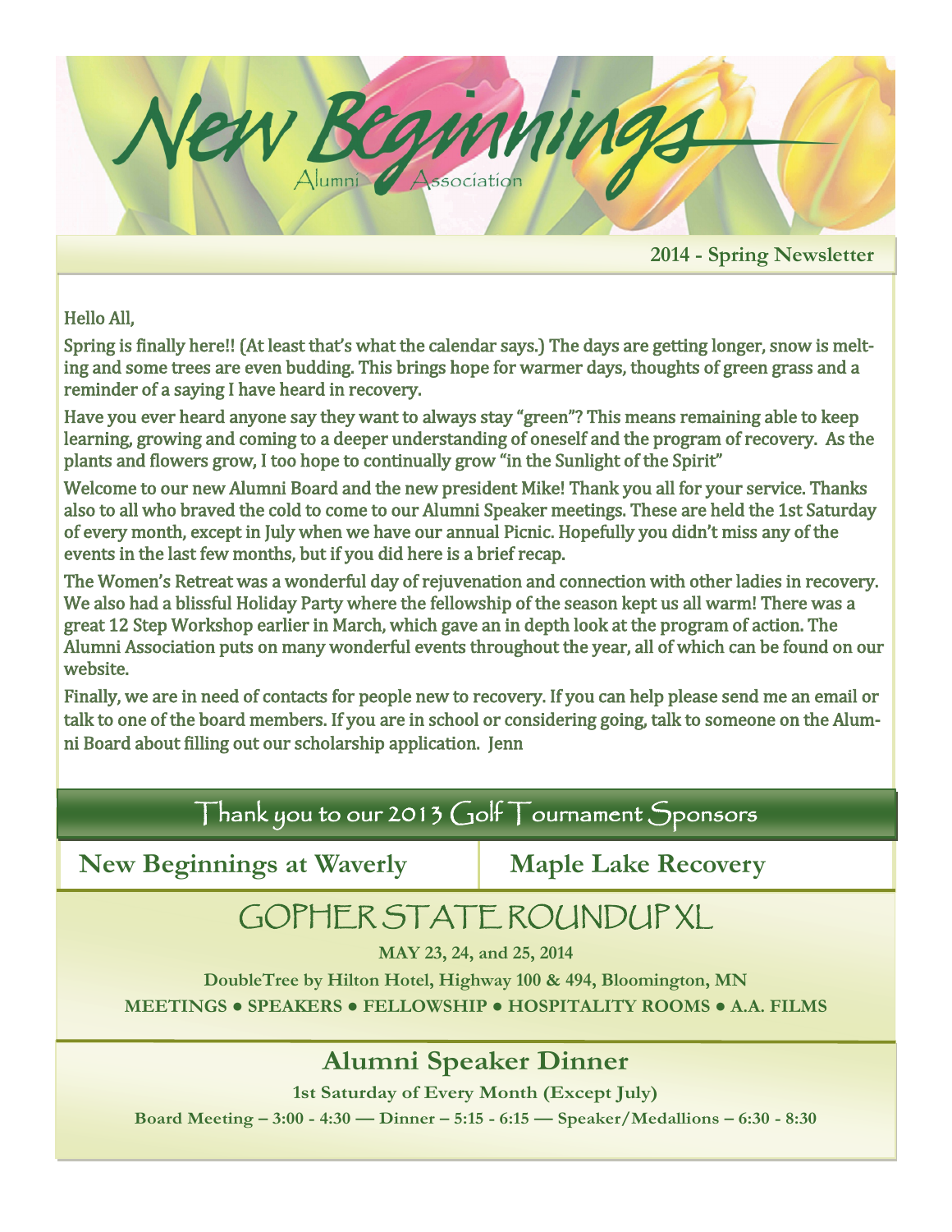# New Beginnings

Alumni Association

**2014 - Spring Newsletter**

Hello All,

Spring is finally here!! (At least that's what the calendar says.) The days are getting longer, snow is melting and some trees are even budding. This brings hope for warmer days, thoughts of green grass and a reminder of a saying I have heard in recovery.

Have you ever heard anyone say they want to always stay "green"? This means remaining able to keep learning, growing and coming to a deeper understanding of oneself and the program of recovery. As the plants and flowers grow, I too hope to continually grow "in the Sunlight of the Spirit"

Welcome to our new Alumni Board and the new president Mike! Thank you all for your service. Thanks also to all who braved the cold to come to our Alumni Speaker meetings. These are held the 1st Saturday of every month, except in July when we have our annual Picnic. Hopefully you didn't miss any of the events in the last few months, but if you did here is a brief recap.

The Women's Retreat was a wonderful day of rejuvenation and connection with other ladies in recovery. We also had a blissful Holiday Party where the fellowship of the season kept us all warm! There was a great 12 Step Workshop earlier in March, which gave an in depth look at the program of action. The Alumni Association puts on many wonderful events throughout the year, all of which can be found on our website.

Finally, we are in need of contacts for people new to recovery. If you can help please send me an email or talk to one of the board members. If you are in school or considering going, talk to someone on the Alumni Board about filling out our scholarship application. Jenn

## Thank you to our 2013 Golf Tournament Sponsors

**New Beginnings at Waverly** | **Maple Lake Recovery**

## GOPHER STATE ROUNDUP XL

**MAY 23, 24, and 25, 2014**

**DoubleTree by Hilton Hotel, Highway 100 & 494, Bloomington, MN**

**MEETINGS ● SPEAKERS ● FELLOWSHIP ● HOSPITALITY ROOMS ● A.A. FILMS**

## Alumni Speaker Dinner

**1st Saturday of Every Month (Except July)**

**Board Meeting – 3:00 - 4:30 — Dinner – 5:15 - 6:15 — Speaker/Medallions – 6:30 - 8:30**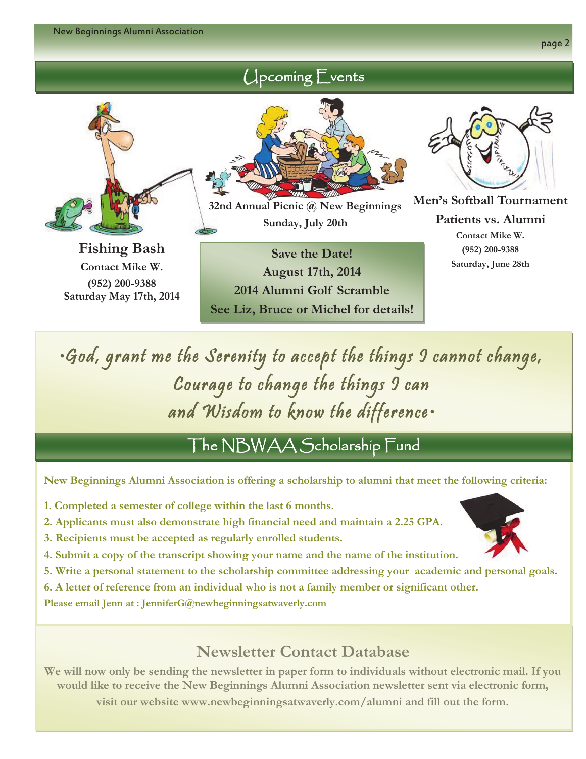## Upcoming Events

**Fishing Bash**

**Contact Mike W.**

**(952) 200-9388**

**Saturday May 17th, 2014**

**32nd Annual Picnic @ New Beginnings**

**Sunday, July 20th**

**Save the Date!**

**August 17th, 2014**

**2014 Alumni Golf Scramble**

**See Liz, Bruce or Michel for details!**

**Men's Softball Tournament**

**Patients vs. Alumni**

**Contact Mike W.**

**(952) 200-9388**

**Saturday, June 28th**

*•God, grant me the Serenity to accept the things I cannot change,*
*Courage to change the things I can*
*and Wisdom to know the difference•*

## The NBWAA Scholarship Fund

**New Beginnings Alumni Association is offering a scholarship to alumni that meet the following criteria:**

1. **Completed a semester of college within the last 6 months.**
2. **Applicants must also demonstrate high financial need and maintain a 2.25 GPA.**
3. **Recipients must be accepted as regularly enrolled students.**
4. **Submit a copy of the transcript showing your name and the name of the institution.**
5. **Write a personal statement to the scholarship committee addressing your academic and personal goals.**
6. **A letter of reference from an individual who is not a family member or significant other.**

**Please email Jenn at : JenniferG@newbeginningsatwaverly.com**

## Newsletter Contact Database

**We will now only be sending the newsletter in paper form to individuals without electronic mail. If you would like to receive the New Beginnings Alumni Association newsletter sent via electronic form, visit our website www.newbeginningsatwaverly.com/alumni and fill out the form.**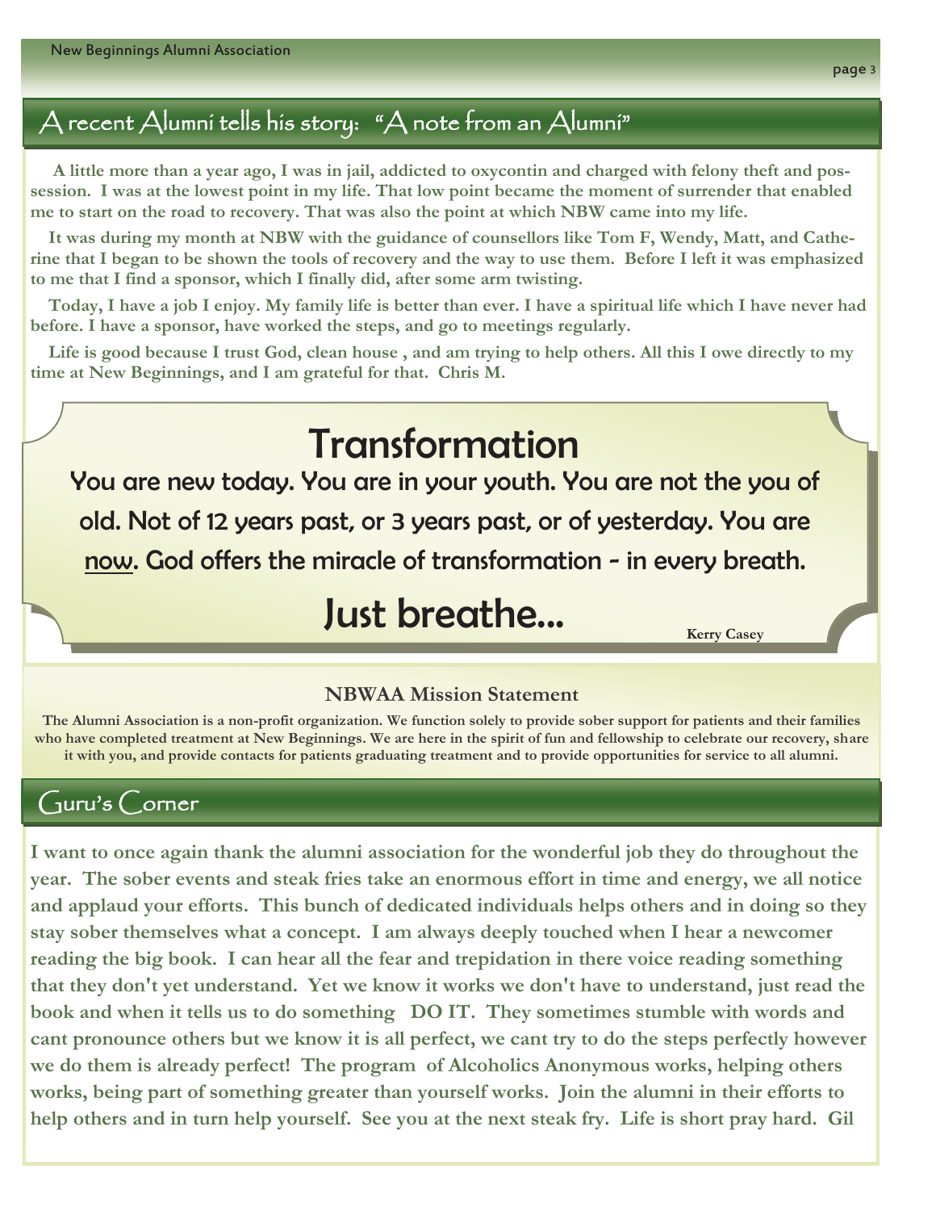## A recent Alumni tells his story: "A note from an Alumni"

**A little more than a year ago, I was in jail, addicted to oxycontin and charged with felony theft and possession. I was at the lowest point in my life. That low point became the moment of surrender that enabled me to start on the road to recovery. That was also the point at which NBW came into my life.**

**It was during my month at NBW with the guidance of counsellors like Tom F, Wendy, Matt, and Catherine that I began to be shown the tools of recovery and the way to use them. Before I left it was emphasized to me that I find a sponsor, which I finally did, after some arm twisting.**

**Today, I have a job I enjoy. My family life is better than ever. I have a spiritual life which I have never had before. I have a sponsor, have worked the steps, and go to meetings regularly.**

**Life is good because I trust God, clean house , and am trying to help others. All this I owe directly to my time at New Beginnings, and I am grateful for that. Chris M.**

# Transformation

You are new today. You are in your youth. You are not the you of old. Not of 12 years past, or 3 years past, or of yesterday. You are <u>now</u>. God offers the miracle of transformation - in every breath.

# Just breathe...

**Kerry Casey**

### NBWAA Mission Statement

**The Alumni Association is a non-profit organization. We function solely to provide sober support for patients and their families who have completed treatment at New Beginnings. We are here in the spirit of fun and fellowship to celebrate our recovery, share it with you, and provide contacts for patients graduating treatment and to provide opportunities for service to all alumni.**

## Guru's Corner

**I want to once again thank the alumni association for the wonderful job they do throughout the year. The sober events and steak fries take an enormous effort in time and energy, we all notice and applaud your efforts. This bunch of dedicated individuals helps others and in doing so they stay sober themselves what a concept. I am always deeply touched when I hear a newcomer reading the big book. I can hear all the fear and trepidation in there voice reading something that they don't yet understand. Yet we know it works we don't have to understand, just read the book and when it tells us to do something DO IT. They sometimes stumble with words and cant pronounce others but we know it is all perfect, we cant try to do the steps perfectly however we do them is already perfect! The program of Alcoholics Anonymous works, helping others works, being part of something greater than yourself works. Join the alumni in their efforts to help others and in turn help yourself. See you at the next steak fry. Life is short pray hard. Gil**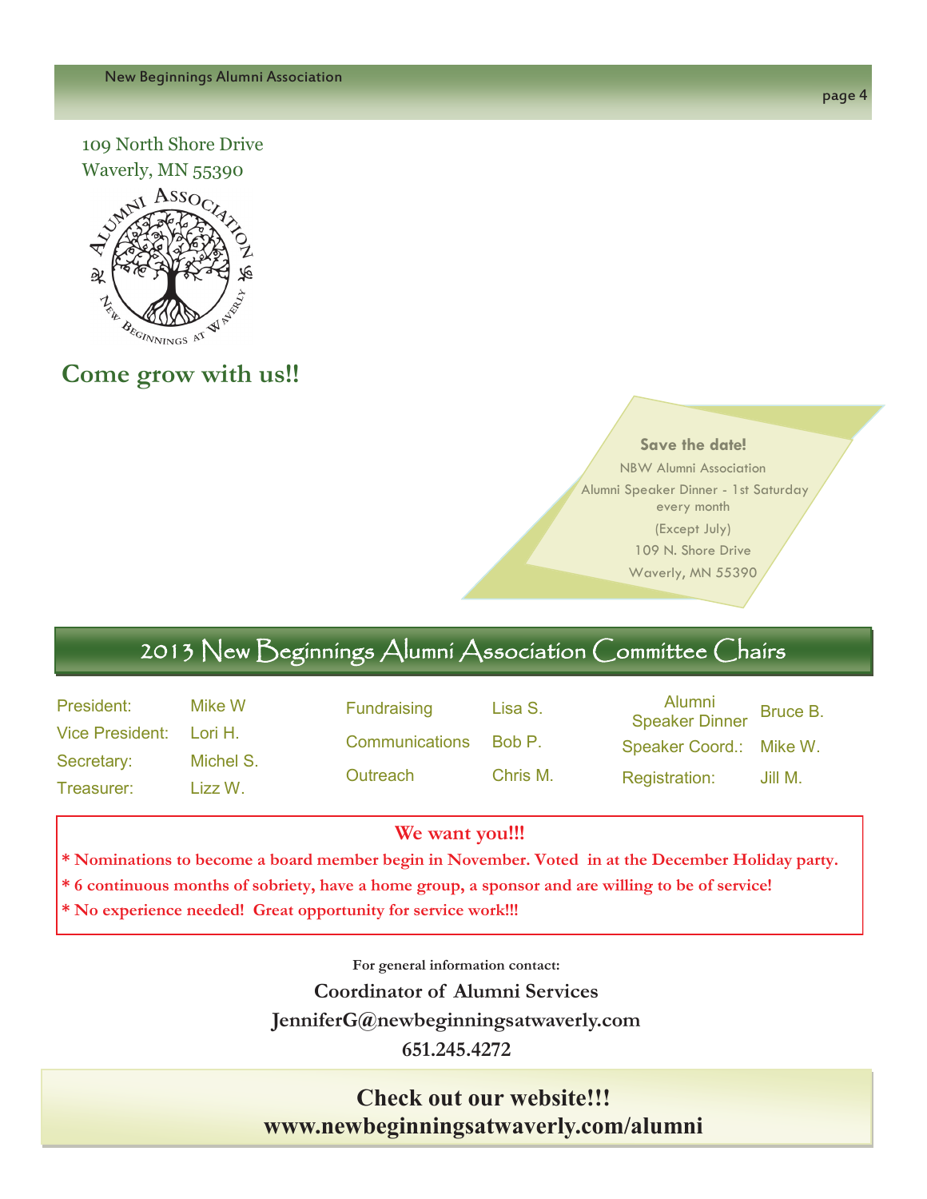109 North Shore Drive
Waverly, MN 55390

## Come grow with us!!

**Save the date!**

NBW Alumni Association

Alumni Speaker Dinner - 1st Saturday every month

(Except July)

109 N. Shore Drive

Waverly, MN 55390

## 2013 New Beginnings Alumni Association Committee Chairs

| | | | | | |
|---|---|---|---|---|---|
| President: | Mike W | Fundraising | Lisa S. | Alumni Speaker Dinner | Bruce B. |
| Vice President: | Lori H. | Communications | Bob P. | Speaker Coord.: | Mike W. |
| Secretary: | Michel S. | Outreach | Chris M. | Registration: | Jill M. |
| Treasurer: | Lizz W. | | | | |

**We want you!!!**

**\* Nominations to become a board member begin in November. Voted in at the December Holiday party.**

**\* 6 continuous months of sobriety, have a home group, a sponsor and are willing to be of service!**

**\* No experience needed! Great opportunity for service work!!!**

**For general information contact:**

**Coordinator of Alumni Services**

**JenniferG@newbeginningsatwaverly.com**

**651.245.4272**

**Check out our website!!!**
**www.newbeginningsatwaverly.com/alumni**